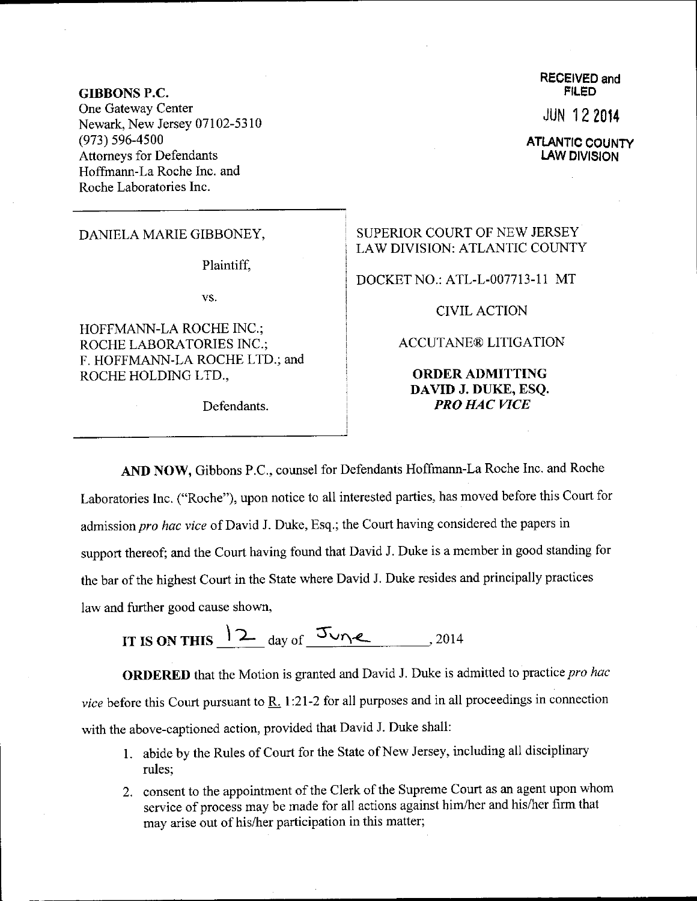**GIBBONS P.C.**
One Gateway Center
Newark, New Jersey 07102-5310
(973) 596-4500
Attorneys for Defendants
Hoffmann-La Roche Inc. and
Roche Laboratories Inc.

RECEIVED and FILED

JUN 12 2014

ATLANTIC COUNTY LAW DIVISION

DANIELA MARIE GIBBONEY,

Plaintiff,

vs.

HOFFMANN-LA ROCHE INC.; ROCHE LABORATORIES INC.; F. HOFFMANN-LA ROCHE LTD.; and ROCHE HOLDING LTD.,

Defendants.

SUPERIOR COURT OF NEW JERSEY
LAW DIVISION: ATLANTIC COUNTY

DOCKET NO.: ATL-L-007713-11 MT

CIVIL ACTION

ACCUTANE® LITIGATION

**ORDER ADMITTING DAVID J. DUKE, ESQ. *PRO HAC VICE***

**AND NOW,** Gibbons P.C., counsel for Defendants Hoffmann-La Roche Inc. and Roche Laboratories Inc. ("Roche"), upon notice to all interested parties, has moved before this Court for admission *pro hac vice* of David J. Duke, Esq.; the Court having considered the papers in support thereof; and the Court having found that David J. Duke is a member in good standing for the bar of the highest Court in the State where David J. Duke resides and principally practices law and further good cause shown,

**IT IS ON THIS** 12 day of June, 2014

**ORDERED** that the Motion is granted and David J. Duke is admitted to practice *pro hac vice* before this Court pursuant to R. 1:21-2 for all purposes and in all proceedings in connection with the above-captioned action, provided that David J. Duke shall:

1. abide by the Rules of Court for the State of New Jersey, including all disciplinary rules;
2. consent to the appointment of the Clerk of the Supreme Court as an agent upon whom service of process may be made for all actions against him/her and his/her firm that may arise out of his/her participation in this matter;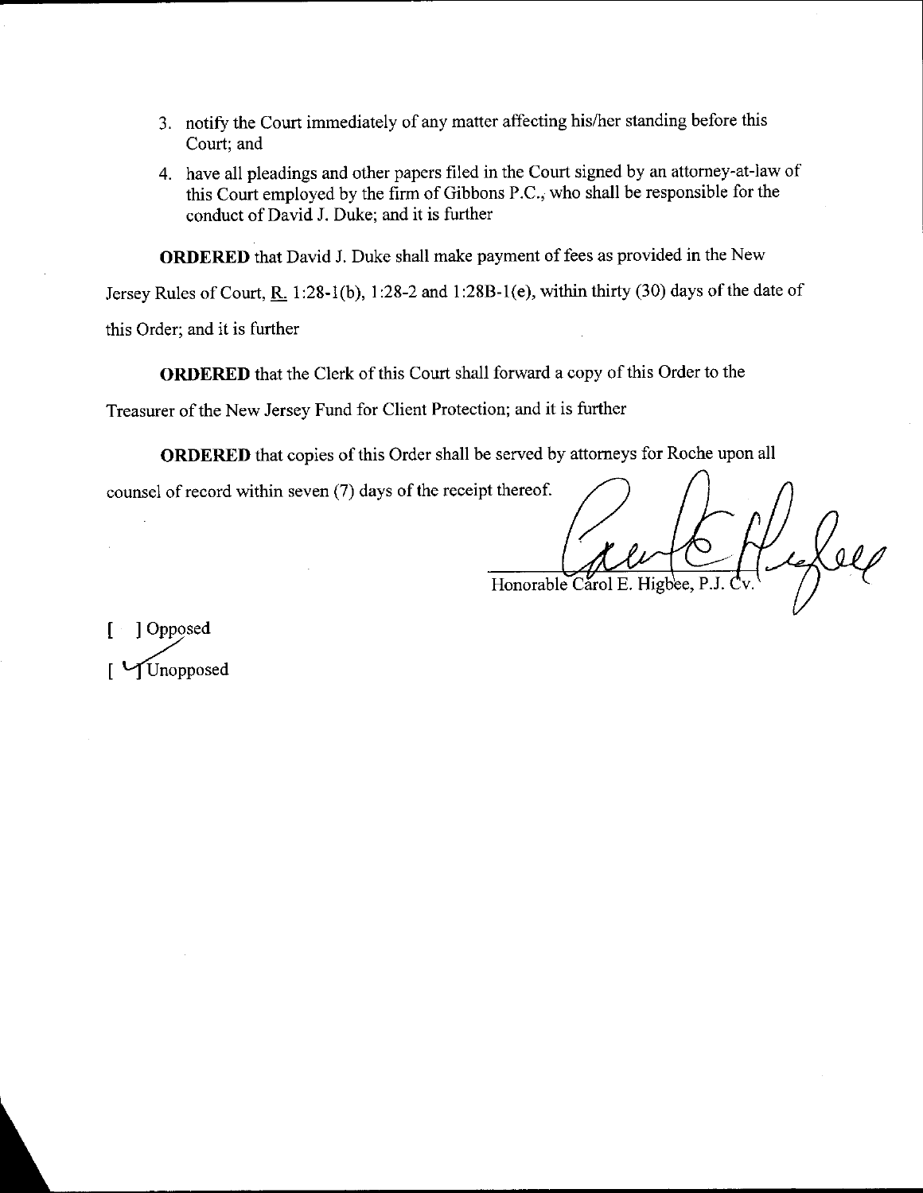3. notify the Court immediately of any matter affecting his/her standing before this Court; and

4. have all pleadings and other papers filed in the Court signed by an attorney-at-law of this Court employed by the firm of Gibbons P.C., who shall be responsible for the conduct of David J. Duke; and it is further

**ORDERED** that David J. Duke shall make payment of fees as provided in the New Jersey Rules of Court, R. 1:28-1(b), 1:28-2 and 1:28B-1(e), within thirty (30) days of the date of this Order; and it is further

**ORDERED** that the Clerk of this Court shall forward a copy of this Order to the Treasurer of the New Jersey Fund for Client Protection; and it is further

**ORDERED** that copies of this Order shall be served by attorneys for Roche upon all counsel of record within seven (7) days of the receipt thereof.

Honorable Carol E. Higbee, P.J. Cv.

[ ] Opposed

[ ✓ ] Unopposed